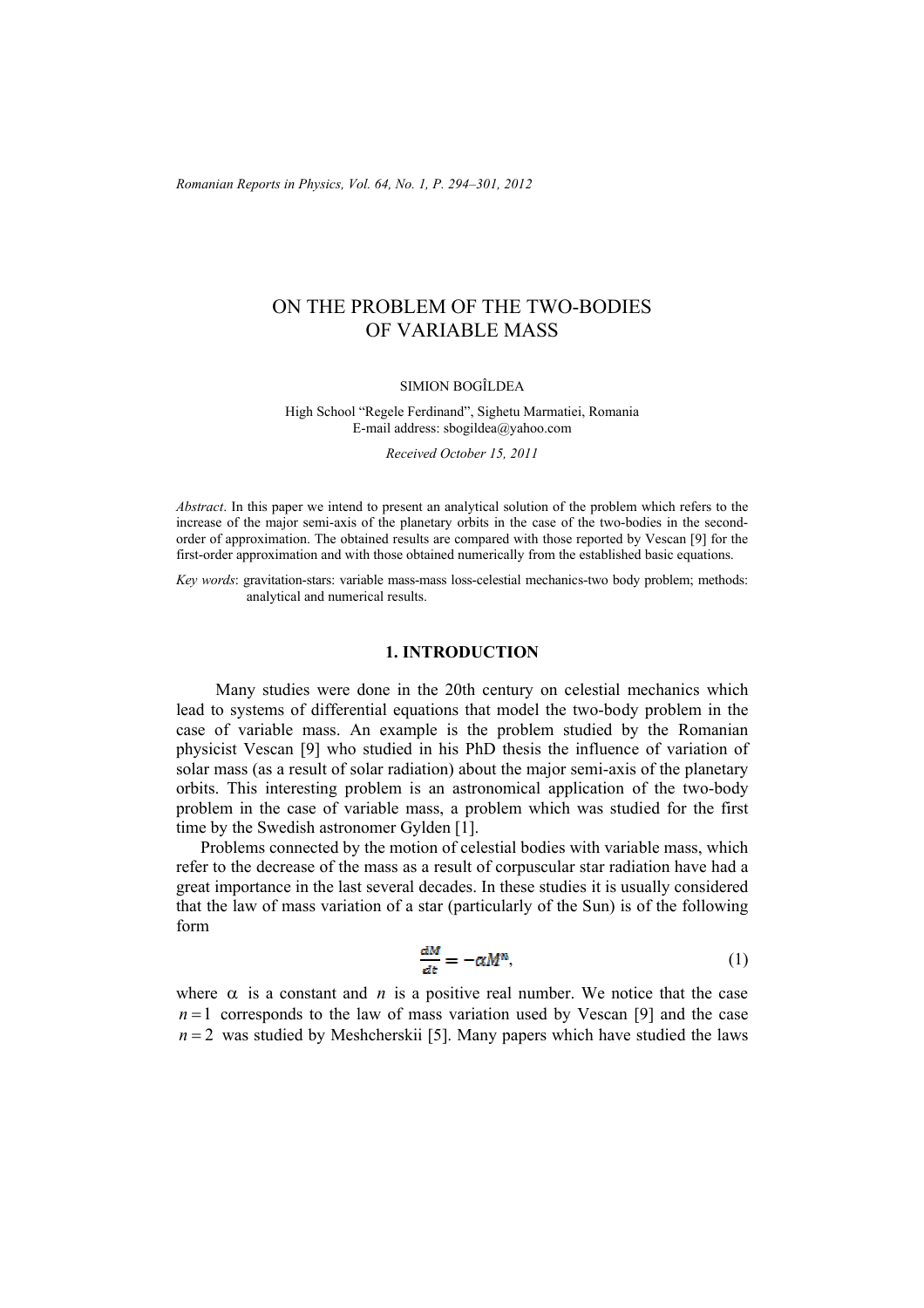# ON THE PROBLEM OF THE TWO-BODIES OF VARIABLE MASS

SIMION BOGÎLDEA

High School "Regele Ferdinand", Sighetu Marmatiei, Romania
E-mail address: sbogildea@yahoo.com

*Received October 15, 2011*

*Abstract*. In this paper we intend to present an analytical solution of the problem which refers to the increase of the major semi-axis of the planetary orbits in the case of the two-bodies in the second-order of approximation. The obtained results are compared with those reported by Vescan [9] for the first-order approximation and with those obtained numerically from the established basic equations.

*Key words*: gravitation-stars: variable mass-mass loss-celestial mechanics-two body problem; methods: analytical and numerical results.

## 1. INTRODUCTION

Many studies were done in the 20th century on celestial mechanics which lead to systems of differential equations that model the two-body problem in the case of variable mass. An example is the problem studied by the Romanian physicist Vescan [9] who studied in his PhD thesis the influence of variation of solar mass (as a result of solar radiation) about the major semi-axis of the planetary orbits. This interesting problem is an astronomical application of the two-body problem in the case of variable mass, a problem which was studied for the first time by the Swedish astronomer Gylden [1].

Problems connected by the motion of celestial bodies with variable mass, which refer to the decrease of the mass as a result of corpuscular star radiation have had a great importance in the last several decades. In these studies it is usually considered that the law of mass variation of a star (particularly of the Sun) is of the following form

$$\frac{dM}{dt} = -\alpha M^n, \tag{1}$$

where $\alpha$ is a constant and $n$ is a positive real number. We notice that the case $n = 1$ corresponds to the law of mass variation used by Vescan [9] and the case $n = 2$ was studied by Meshcherskii [5]. Many papers which have studied the laws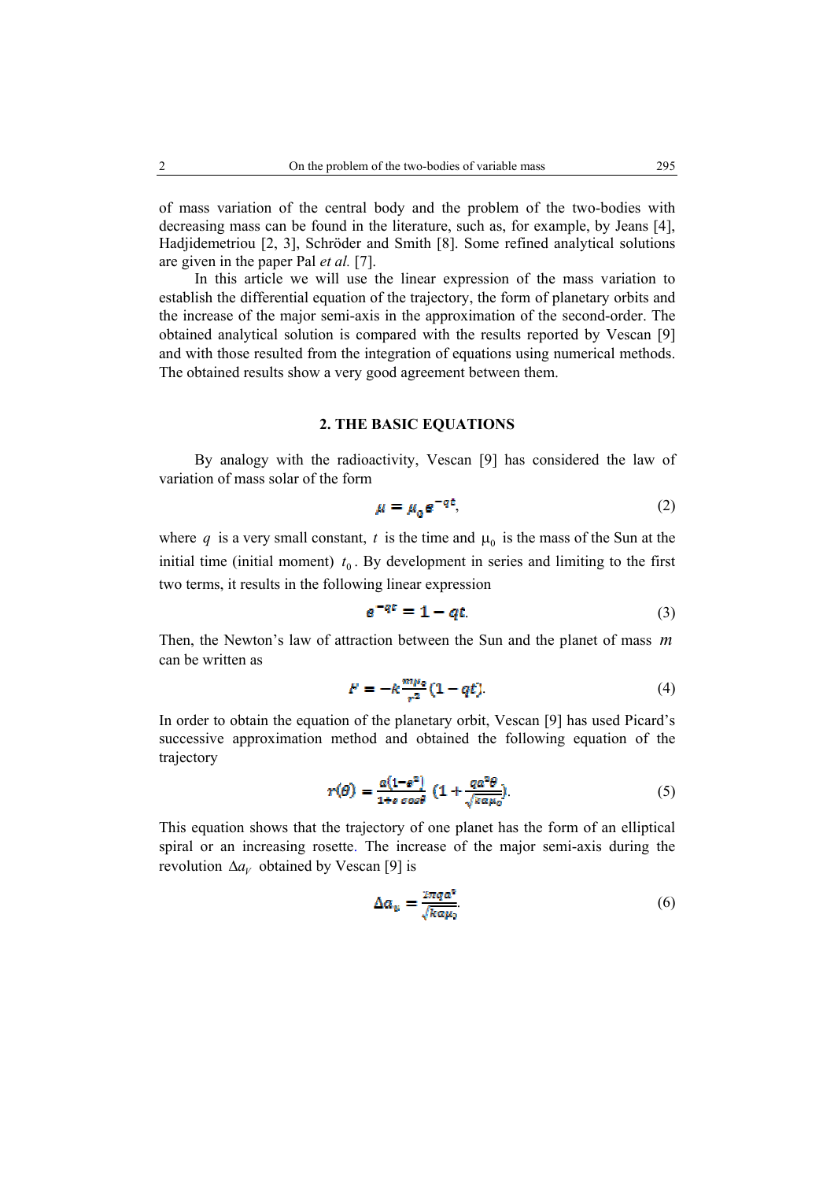of mass variation of the central body and the problem of the two-bodies with decreasing mass can be found in the literature, such as, for example, by Jeans [4], Hadjidemetriou [2, 3], Schröder and Smith [8]. Some refined analytical solutions are given in the paper Pal *et al.* [7].

In this article we will use the linear expression of the mass variation to establish the differential equation of the trajectory, the form of planetary orbits and the increase of the major semi-axis in the approximation of the second-order. The obtained analytical solution is compared with the results reported by Vescan [9] and with those resulted from the integration of equations using numerical methods. The obtained results show a very good agreement between them.

## 2. THE BASIC EQUATIONS

By analogy with the radioactivity, Vescan [9] has considered the law of variation of mass solar of the form

$$\mu = \mu_0 e^{-qt}, \tag{2}$$

where $q$ is a very small constant, $t$ is the time and $\mu_0$ is the mass of the Sun at the initial time (initial moment) $t_0$. By development in series and limiting to the first two terms, it results in the following linear expression

$$e^{-qt} = 1 - qt. \tag{3}$$

Then, the Newton's law of attraction between the Sun and the planet of mass $m$ can be written as

$$F = -k\frac{m\mu_0}{r^2}(1 - qt). \tag{4}$$

In order to obtain the equation of the planetary orbit, Vescan [9] has used Picard's successive approximation method and obtained the following equation of the trajectory

$$r(\theta) = \frac{a(1-e^2)}{1+e\cos\theta}\left(1 + \frac{qa^2\theta}{\sqrt{ka\mu_0}}\right). \tag{5}$$

This equation shows that the trajectory of one planet has the form of an elliptical spiral or an increasing rosette. The increase of the major semi-axis during the revolution $\Delta a_V$ obtained by Vescan [9] is

$$\Delta a_V = \frac{2\pi q a^3}{\sqrt{ka\mu_0}}. \tag{6}$$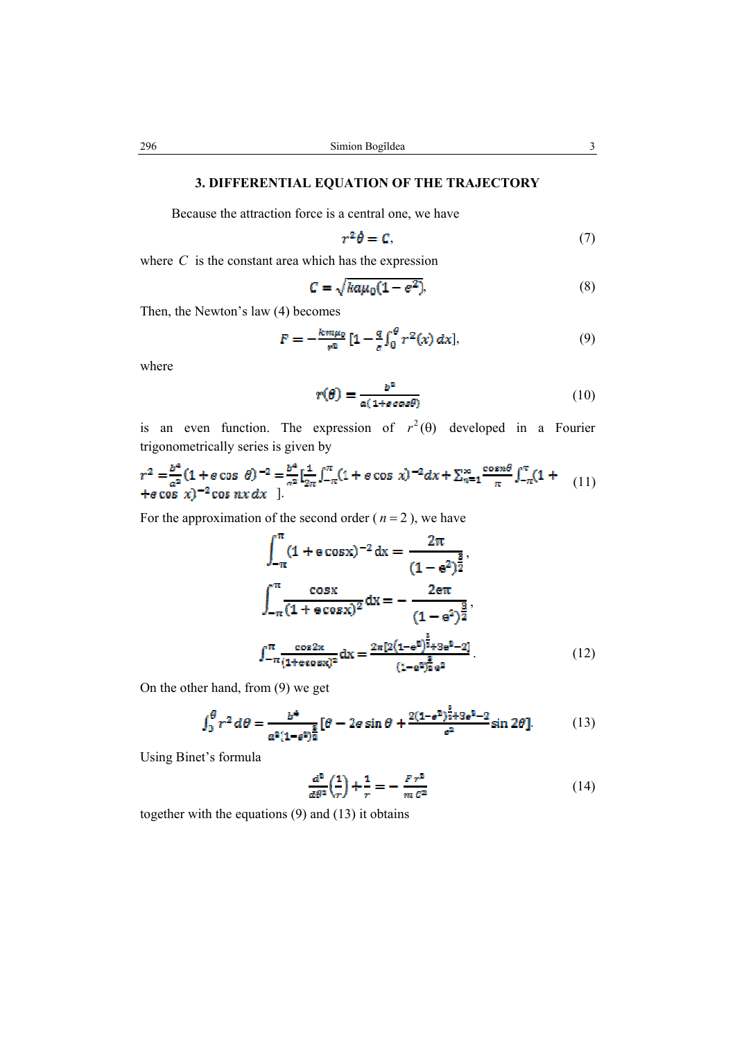## 3. DIFFERENTIAL EQUATION OF THE TRAJECTORY

Because the attraction force is a central one, we have

$$r^2\dot{\theta} = C, \tag{7}$$

where $C$ is the constant area which has the expression

$$C = \sqrt{ka\mu_0(1-e^2)}. \tag{8}$$

Then, the Newton's law (4) becomes

$$F = -\frac{km\mu_0}{r^2}\left[1 - \frac{q}{c}\int_0^\theta r^2(x)\,dx\right], \tag{9}$$

where

$$r(\theta) = \frac{b^2}{a(1+e\cos\theta)} \tag{10}$$

is an even function. The expression of $r^2(\theta)$ developed in a Fourier trigonometrically series is given by

$$r^2 = \frac{b^4}{a^2}(1+e\cos\theta)^{-2} = \frac{b^4}{a^2}\left[\frac{1}{2\pi}\int_{-\pi}^{\pi}(1+e\cos x)^{-2}dx + \sum_{n=1}^{\infty}\frac{\cos n\theta}{\pi}\int_{-\pi}^{\pi}(1+e\cos x)^{-2}\cos nx\,dx\right]. \tag{11}$$

For the approximation of the second order ($n = 2$), we have

$$\int_{-\pi}^{\pi}(1+e\cos x)^{-2}\,dx = \frac{2\pi}{(1-e^2)^{\frac{3}{2}}},$$

$$\int_{-\pi}^{\pi}\frac{\cos x}{(1+e\cos x)^2}\,dx = -\frac{2e\pi}{(1-e^2)^{\frac{3}{2}}},$$

$$\int_{-\pi}^{\pi}\frac{\cos 2x}{(1+e\cos x)^2}\,dx = \frac{2\pi\left[2(1-e^2)^{\frac{3}{2}}+3e^2-2\right]}{(1-e^2)^{\frac{3}{2}}e^2}. \tag{12}$$

On the other hand, from (9) we get

$$\int_0^\theta r^2\,d\theta = \frac{b^4}{a^2(1-e^2)^{\frac{3}{2}}}\left[\theta - 2e\sin\theta + \frac{2(1-e^2)^{\frac{3}{2}}+3e^2-2}{e^2}\sin 2\theta\right]. \tag{13}$$

Using Binet's formula

$$\frac{d^2}{d\theta^2}\left(\frac{1}{r}\right) + \frac{1}{r} = -\frac{F r^2}{m C^2} \tag{14}$$

together with the equations (9) and (13) it obtains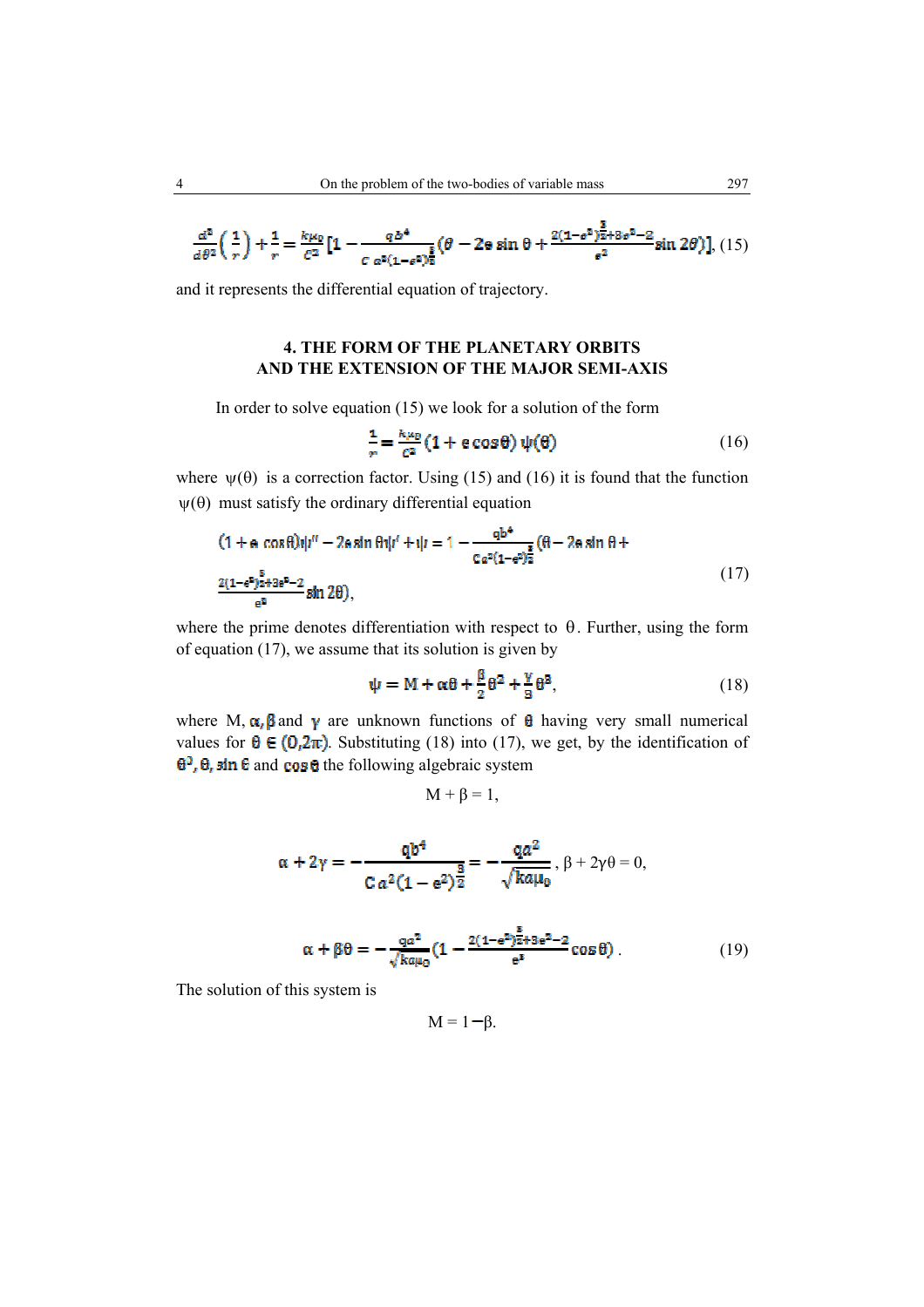$$\frac{d^2}{d\theta^2}\left(\frac{1}{r}\right)+\frac{1}{r}=\frac{k\mu_0}{C^2}\left[1-\frac{qb^4}{C\,a^2(1-e^2)^{\frac{3}{2}}}\left(\theta-2e\sin\theta+\frac{2(1-e^2)^{\frac{3}{2}}+3e^2-2}{e^2}\sin 2\theta\right)\right], \quad (15)$$

and it represents the differential equation of trajectory.

## 4. THE FORM OF THE PLANETARY ORBITS AND THE EXTENSION OF THE MAJOR SEMI-AXIS

In order to solve equation (15) we look for a solution of the form

$$\frac{1}{r}=\frac{k\mu_0}{C^2}(1+e\cos\theta)\,\psi(\theta) \quad (16)$$

where $\psi(\theta)$ is a correction factor. Using (15) and (16) it is found that the function $\psi(\theta)$ must satisfy the ordinary differential equation

$$(1+e\cos\theta)\psi''-2e\sin\theta\,\psi'+\psi=1-\frac{qb^4}{Ca^2(1-e^2)^{\frac{3}{2}}}\left(\theta-2e\sin\theta+\frac{2(1-e^2)^{\frac{3}{2}}+3e^2-2}{e^2}\sin 2\theta\right), \quad (17)$$

where the prime denotes differentiation with respect to $\theta$. Further, using the form of equation (17), we assume that its solution is given by

$$\psi=M+\alpha\theta+\frac{\beta}{2}\theta^2+\frac{\gamma}{3}\theta^3, \quad (18)$$

where $M, \alpha, \beta$ and $\gamma$ are unknown functions of $\theta$ having very small numerical values for $\theta\in(0,2\pi)$. Substituting (18) into (17), we get, by the identification of $\theta^3, \theta, \sin\theta$ and $\cos\theta$ the following algebraic system

$$M+\beta=1,$$

$$\alpha+2\gamma=-\frac{qb^4}{Ca^2(1-e^2)^{\frac{3}{2}}}=-\frac{qa^2}{\sqrt{ka\mu_0}},\ \beta+2\gamma\theta=0,$$

$$\alpha+\beta\theta=-\frac{qa^2}{\sqrt{ka\mu_0}}\left(1-\frac{2(1-e^2)^{\frac{3}{2}}+3e^2-2}{e^2}\cos\theta\right). \quad (19)$$

The solution of this system is

$$M=1-\beta.$$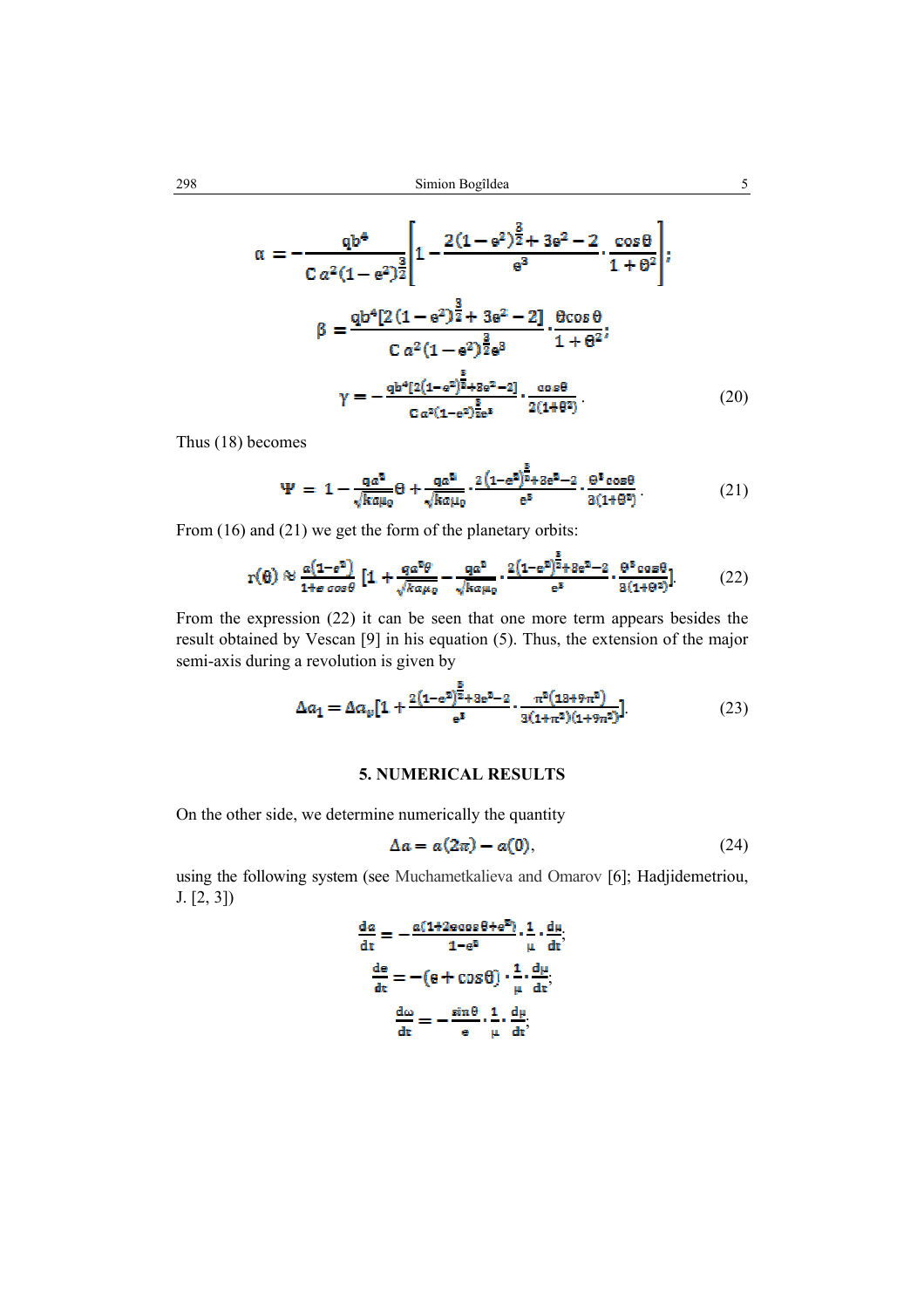$$\alpha = -\frac{qb^4}{C\,a^2(1-e^2)^{\frac{3}{2}}}\left[1 - \frac{2(1-e^2)^{\frac{3}{2}} + 3e^2 - 2}{e^3}\cdot\frac{\cos\theta}{1+\theta^2}\right];$$

$$\beta = \frac{qb^4[2(1-e^2)^{\frac{3}{2}} + 3e^2 - 2]}{C\,a^2(1-e^2)^{\frac{3}{2}}e^3}\cdot\frac{\theta\cos\theta}{1+\theta^2};$$

$$\gamma = -\frac{qb^4[2(1-e^2)^{\frac{3}{2}}+3e^2-2]}{C\,a^2(1-e^2)^{\frac{3}{2}}e^3}\cdot\frac{\cos\theta}{2(1+\theta^2)}. \tag{20}$$

Thus (18) becomes

$$\Psi = 1 - \frac{qa^2}{\sqrt{ka\mu_0}}\theta + \frac{qa^2}{\sqrt{ka\mu_0}}\cdot\frac{2(1-e^2)^{\frac{3}{2}}+3e^2-2}{e^3}\cdot\frac{\theta^2\cos\theta}{2(1+\theta^2)}. \tag{21}$$

From (16) and (21) we get the form of the planetary orbits:

$$r(\theta) \approx \frac{a(1-e^2)}{1+e\cos\theta}\left[1 + \frac{qa^2\theta}{\sqrt{ka\mu_0}} - \frac{qa^2}{\sqrt{ka\mu_0}}\cdot\frac{2(1-e^2)^{\frac{3}{2}}+3e^2-2}{e^3}\cdot\frac{\theta^2\cos\theta}{2(1+\theta^2)}\right]. \tag{22}$$

From the expression (22) it can be seen that one more term appears besides the result obtained by Vescan [9] in his equation (5). Thus, the extension of the major semi-axis during a revolution is given by

$$\Delta a_1 = \Delta a_v\left[1 + \frac{2(1-e^2)^{\frac{3}{2}}+3e^2-2}{e^3}\cdot\frac{\pi^2(13+9\pi^2)}{3(1+\pi^2)(1+9\pi^2)}\right]. \tag{23}$$

## 5. NUMERICAL RESULTS

On the other side, we determine numerically the quantity

$$\Delta a = a(2\pi) - a(0), \tag{24}$$

using the following system (see Muchametkalieva and Omarov [6]; Hadjidemetriou, J. [2, 3])

$$\frac{da}{dt} = -\frac{a(1+2e\cos\theta+e^2)}{1-e^2}\cdot\frac{1}{\mu}\cdot\frac{d\mu}{dt};$$

$$\frac{de}{dt} = -(e+\cos\theta)\cdot\frac{1}{\mu}\cdot\frac{d\mu}{dt};$$

$$\frac{d\omega}{dt} = -\frac{\sin\theta}{e}\cdot\frac{1}{\mu}\cdot\frac{d\mu}{dt};$$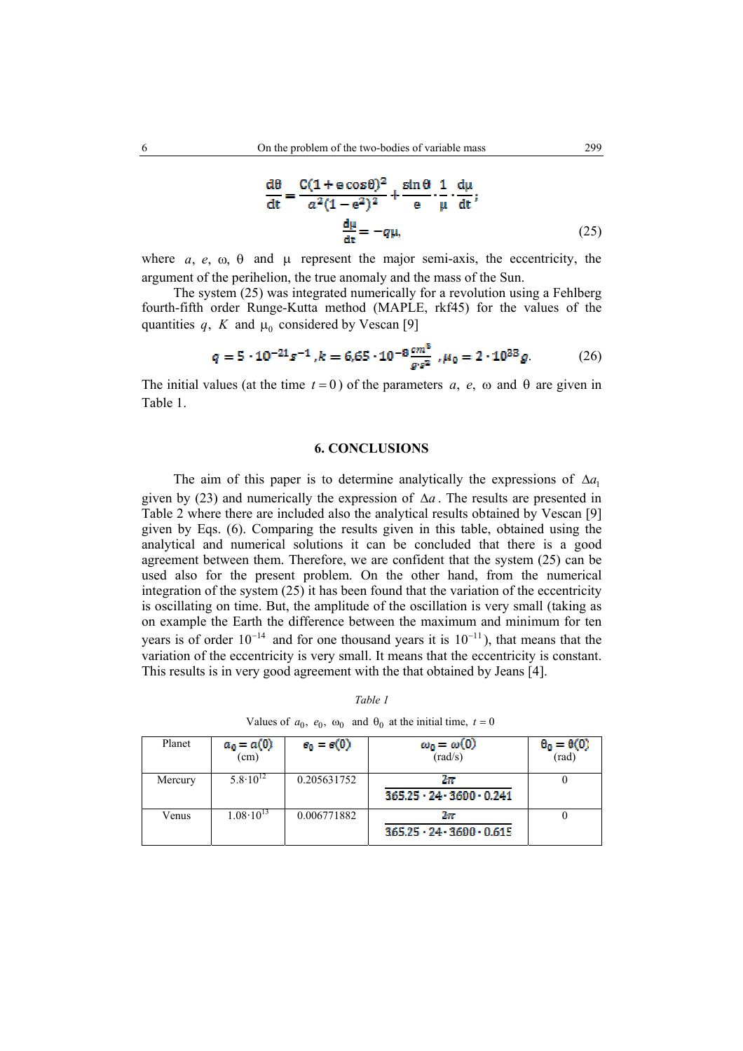$$\frac{d\theta}{dt} = \frac{C(1+e\cos\theta)^2}{a^2(1-e^2)^2} + \frac{\sin\theta}{e}\cdot\frac{1}{\mu}\cdot\frac{d\mu}{dt};$$

$$\frac{d\mu}{dt} = -q\mu, \tag{25}$$

where $a$, $e$, $\omega$, $\theta$ and $\mu$ represent the major semi-axis, the eccentricity, the argument of the perihelion, the true anomaly and the mass of the Sun.

The system (25) was integrated numerically for a revolution using a Fehlberg fourth-fifth order Runge-Kutta method (MAPLE, rkf45) for the values of the quantities $q$, $K$ and $\mu_0$ considered by Vescan [9]

$$q = 5\cdot 10^{-21} s^{-1}, k = 6{,}65\cdot 10^{-8}\frac{cm^3}{g\cdot s^2}, \mu_0 = 2\cdot 10^{33} g. \tag{26}$$

The initial values (at the time $t = 0$) of the parameters $a$, $e$, $\omega$ and $\theta$ are given in Table 1.

## 6. CONCLUSIONS

The aim of this paper is to determine analytically the expressions of $\Delta a_1$ given by (23) and numerically the expression of $\Delta a$. The results are presented in Table 2 where there are included also the analytical results obtained by Vescan [9] given by Eqs. (6). Comparing the results given in this table, obtained using the analytical and numerical solutions it can be concluded that there is a good agreement between them. Therefore, we are confident that the system (25) can be used also for the present problem. On the other hand, from the numerical integration of the system (25) it has been found that the variation of the eccentricity is oscillating on time. But, the amplitude of the oscillation is very small (taking as on example the Earth the difference between the maximum and minimum for ten years is of order $10^{-14}$ and for one thousand years it is $10^{-11}$), that means that the variation of the eccentricity is very small. It means that the eccentricity is constant. This results is in very good agreement with the that obtained by Jeans [4].

*Table 1*

Values of $a_0$, $e_0$, $\omega_0$ and $\theta_0$ at the initial time, $t = 0$

| Planet | $a_0 = a(0)$ (cm) | $e_0 = e(0)$ | $\omega_0 = \omega(0)$ (rad/s) | $\theta_0 = \theta(0)$ (rad) |
|---|---|---|---|---|
| Mercury | $5.8\cdot 10^{12}$ | 0.205631752 | $\frac{2\pi}{365.25\cdot 24\cdot 3600\cdot 0.241}$ | 0 |
| Venus | $1.08\cdot 10^{13}$ | 0.006771882 | $\frac{2\pi}{365.25\cdot 24\cdot 3600\cdot 0.615}$ | 0 |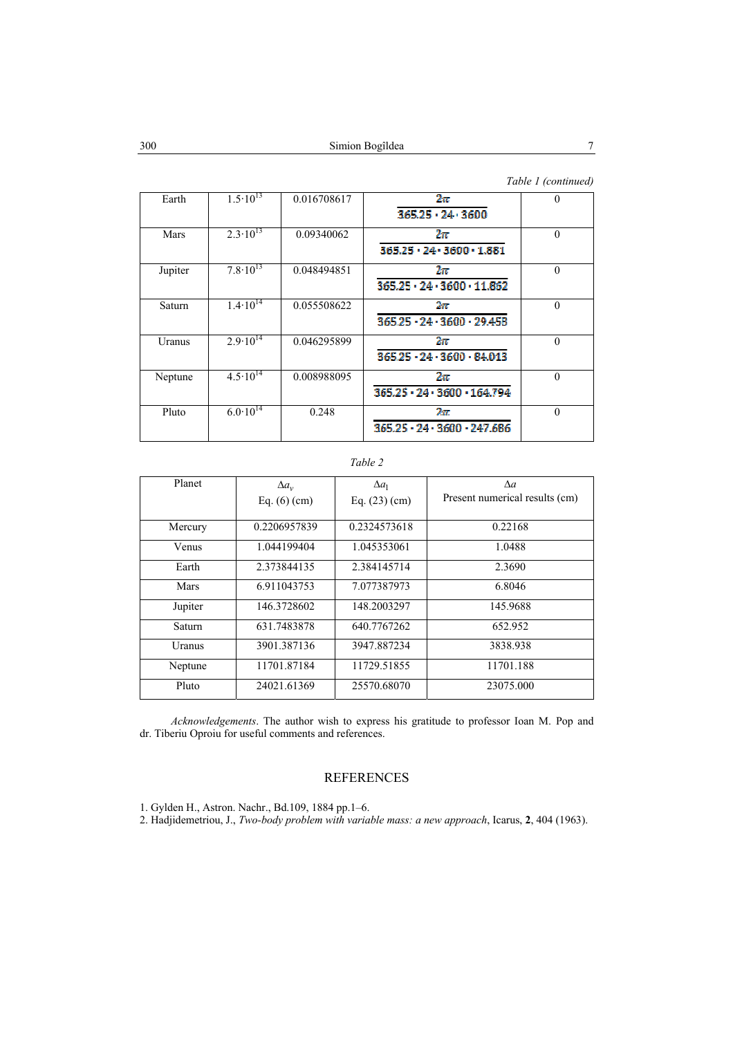*Table 1 (continued)*

| | | | | |
|---|---|---|---|---|
| Earth | $1.5\cdot10^{13}$ | 0.016708617 | $\frac{2\pi}{365.25\cdot 24\cdot 3600}$ | 0 |
| Mars | $2.3\cdot10^{13}$ | 0.09340062 | $\frac{2\pi}{365.25\cdot 24\cdot 3600\cdot 1.881}$ | 0 |
| Jupiter | $7.8\cdot10^{13}$ | 0.048494851 | $\frac{2\pi}{365.25\cdot 24\cdot 3600\cdot 11.862}$ | 0 |
| Saturn | $1.4\cdot10^{14}$ | 0.055508622 | $\frac{2\pi}{365.25\cdot 24\cdot 3600\cdot 29.458}$ | 0 |
| Uranus | $2.9\cdot10^{14}$ | 0.046295899 | $\frac{2\pi}{365.25\cdot 24\cdot 3600\cdot 84.013}$ | 0 |
| Neptune | $4.5\cdot10^{14}$ | 0.008988095 | $\frac{2\pi}{365.25\cdot 24\cdot 3600\cdot 164.794}$ | 0 |
| Pluto | $6.0\cdot10^{14}$ | 0.248 | $\frac{2\pi}{365.25\cdot 24\cdot 3600\cdot 247.686}$ | 0 |

*Table 2*

| Planet | $\Delta a_v$ Eq. (6) (cm) | $\Delta a_1$ Eq. (23) (cm) | $\Delta a$ Present numerical results (cm) |
|---|---|---|---|
| Mercury | 0.2206957839 | 0.2324573618 | 0.22168 |
| Venus | 1.044199404 | 1.045353061 | 1.0488 |
| Earth | 2.373844135 | 2.384145714 | 2.3690 |
| Mars | 6.911043753 | 7.077387973 | 6.8046 |
| Jupiter | 146.3728602 | 148.2003297 | 145.9688 |
| Saturn | 631.7483878 | 640.7767262 | 652.952 |
| Uranus | 3901.387136 | 3947.887234 | 3838.938 |
| Neptune | 11701.87184 | 11729.51855 | 11701.188 |
| Pluto | 24021.61369 | 25570.68070 | 23075.000 |

*Acknowledgements*. The author wish to express his gratitude to professor Ioan M. Pop and dr. Tiberiu Oproiu for useful comments and references.

## REFERENCES

1. Gylden H., Astron. Nachr., Bd.109, 1884 pp.1–6.
2. Hadjidemetriou, J., *Two-body problem with variable mass: a new approach*, Icarus, **2**, 404 (1963).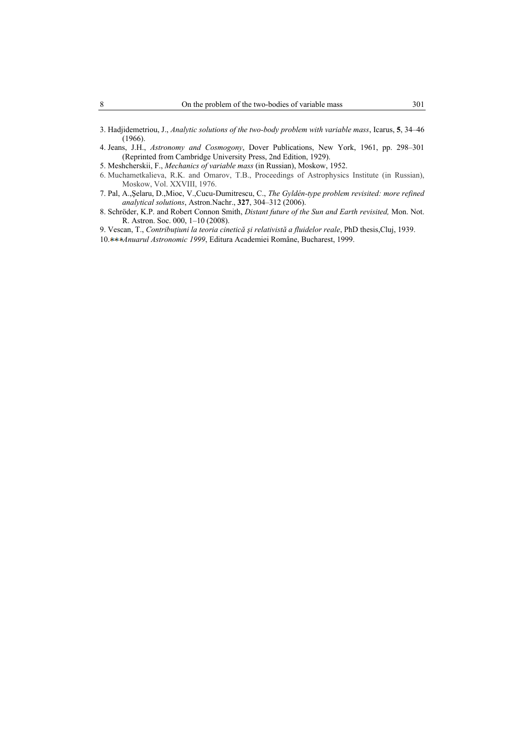3. Hadjidemetriou, J., *Analytic solutions of the two-body problem with variable mass*, Icarus, **5**, 34–46 (1966).
4. Jeans, J.H., *Astronomy and Cosmogony*, Dover Publications, New York, 1961, pp. 298–301 (Reprinted from Cambridge University Press, 2nd Edition, 1929).
5. Meshcherskii, F., *Mechanics of variable mass* (in Russian), Moskow, 1952.
6. Muchametkalieva, R.K. and Omarov, T.B., Proceedings of Astrophysics Institute (in Russian), Moskow, Vol. XXVIII, 1976.
7. Pal, A.,Şelaru, D.,Mioc, V.,Cucu-Dumitrescu, C., *The Gyldén-type problem revisited: more refined analytical solutions*, Astron.Nachr., **327**, 304–312 (2006).
8. Schröder, K.P. and Robert Connon Smith, *Distant future of the Sun and Earth revisited,* Mon. Not. R. Astron. Soc. 000, 1–10 (2008).
9. Vescan, T., *Contribuţiuni la teoria cinetică şi relativistă a fluidelor reale*, PhD thesis,Cluj, 1939.
10. \*\*\**Anuarul Astronomic 1999*, Editura Academiei Române, Bucharest, 1999.